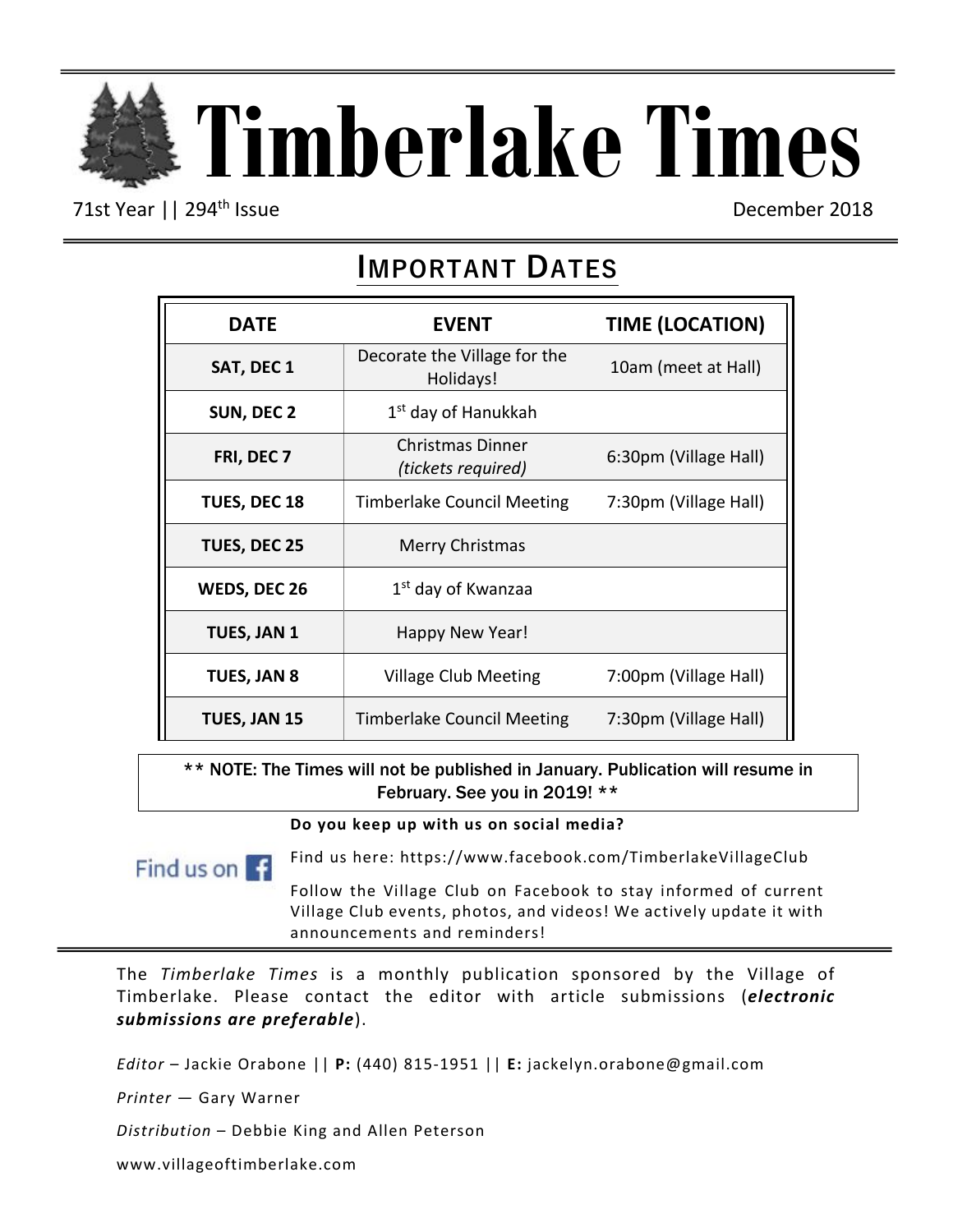# Timberlake Times

71st Year || 294th Issue December 2018

## Important Dates

| DATE | EVENT | TIME (LOCATION) |
|---|---|---|
| SAT, DEC 1 | Decorate the Village for the Holidays! | 10am (meet at Hall) |
| SUN, DEC 2 | 1st day of Hanukkah | |
| FRI, DEC 7 | Christmas Dinner *(tickets required)* | 6:30pm (Village Hall) |
| TUES, DEC 18 | Timberlake Council Meeting | 7:30pm (Village Hall) |
| TUES, DEC 25 | Merry Christmas | |
| WEDS, DEC 26 | 1st day of Kwanzaa | |
| TUES, JAN 1 | Happy New Year! | |
| TUES, JAN 8 | Village Club Meeting | 7:00pm (Village Hall) |
| TUES, JAN 15 | Timberlake Council Meeting | 7:30pm (Village Hall) |

** NOTE: The Times will not be published in January. Publication will resume in February. See you in 2019! **

**Do you keep up with us on social media?**

Find us on Facebook

Find us here: https://www.facebook.com/TimberlakeVillageClub

Follow the Village Club on Facebook to stay informed of current Village Club events, photos, and videos! We actively update it with announcements and reminders!

---

The *Timberlake Times* is a monthly publication sponsored by the Village of Timberlake. Please contact the editor with article submissions (***electronic submissions are preferable***).

*Editor* – Jackie Orabone || **P:** (440) 815-1951 || **E:** jackelyn.orabone@gmail.com

*Printer* — Gary Warner

*Distribution* – Debbie King and Allen Peterson

www.villageoftimberlake.com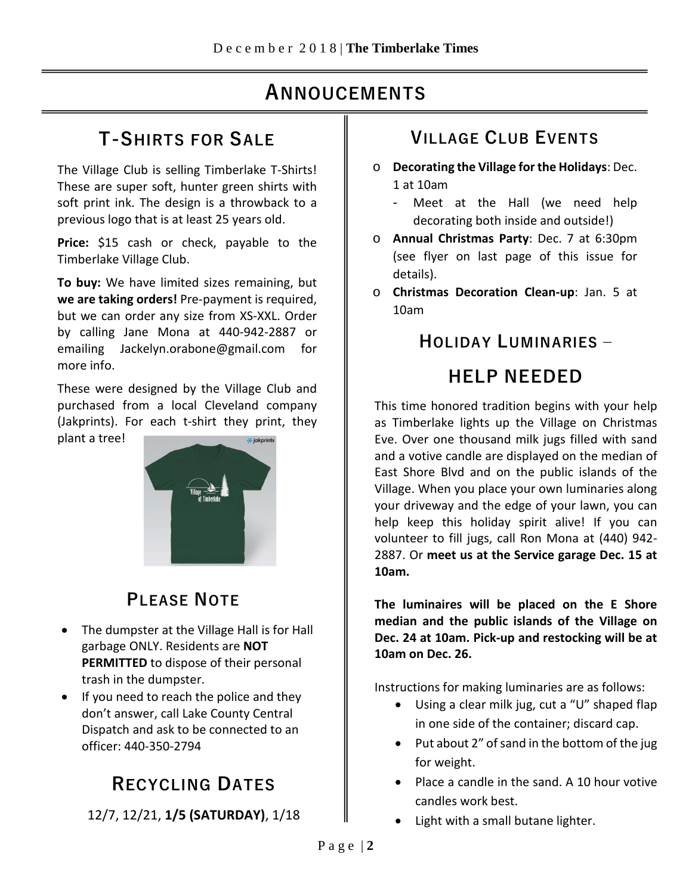# ANNOUCEMENTS

## T-SHIRTS FOR SALE

The Village Club is selling Timberlake T-Shirts! These are super soft, hunter green shirts with soft print ink. The design is a throwback to a previous logo that is at least 25 years old.

**Price:** $15 cash or check, payable to the Timberlake Village Club.

**To buy:** We have limited sizes remaining, but **we are taking orders!** Pre-payment is required, but we can order any size from XS-XXL. Order by calling Jane Mona at 440-942-2887 or emailing Jackelyn.orabone@gmail.com for more info.

These were designed by the Village Club and purchased from a local Cleveland company (Jakprints). For each t-shirt they print, they plant a tree!

## PLEASE NOTE

- The dumpster at the Village Hall is for Hall garbage ONLY. Residents are **NOT PERMITTED** to dispose of their personal trash in the dumpster.
- If you need to reach the police and they don't answer, call Lake County Central Dispatch and ask to be connected to an officer: 440-350-2794

## RECYCLING DATES

12/7, 12/21, **1/5 (SATURDAY)**, 1/18

## VILLAGE CLUB EVENTS

- **Decorating the Village for the Holidays**: Dec. 1 at 10am
  - Meet at the Hall (we need help decorating both inside and outside!)
- **Annual Christmas Party**: Dec. 7 at 6:30pm (see flyer on last page of this issue for details).
- **Christmas Decoration Clean-up**: Jan. 5 at 10am

## HOLIDAY LUMINARIES – HELP NEEDED

This time honored tradition begins with your help as Timberlake lights up the Village on Christmas Eve. Over one thousand milk jugs filled with sand and a votive candle are displayed on the median of East Shore Blvd and on the public islands of the Village. When you place your own luminaries along your driveway and the edge of your lawn, you can help keep this holiday spirit alive! If you can volunteer to fill jugs, call Ron Mona at (440) 942-2887. Or **meet us at the Service garage Dec. 15 at 10am.**

**The luminaires will be placed on the E Shore median and the public islands of the Village on Dec. 24 at 10am. Pick-up and restocking will be at 10am on Dec. 26.**

Instructions for making luminaries are as follows:

- Using a clear milk jug, cut a "U" shaped flap in one side of the container; discard cap.
- Put about 2" of sand in the bottom of the jug for weight.
- Place a candle in the sand. A 10 hour votive candles work best.
- Light with a small butane lighter.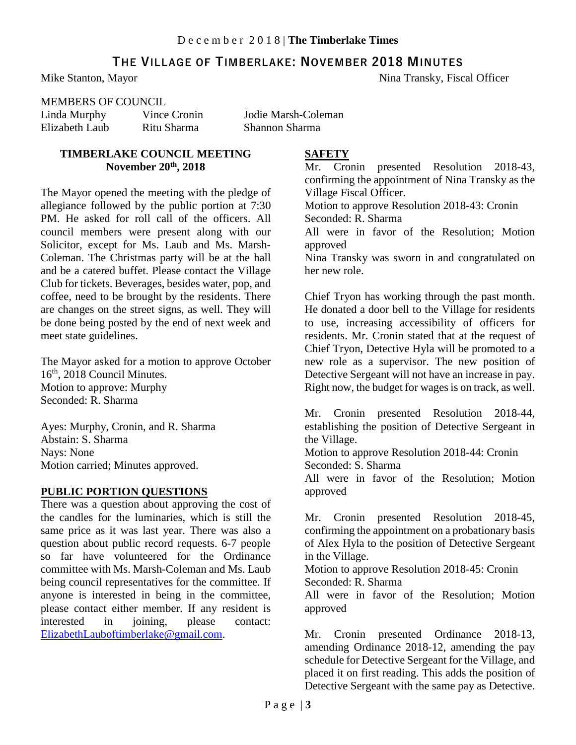# THE VILLAGE OF TIMBERLAKE: NOVEMBER 2018 MINUTES

Mike Stanton, Mayor    Nina Transky, Fiscal Officer

MEMBERS OF COUNCIL

| Linda Murphy | Vince Cronin | Jodie Marsh-Coleman |
|---|---|---|
| Elizabeth Laub | Ritu Sharma | Shannon Sharma |

**TIMBERLAKE COUNCIL MEETING**
**November 20th, 2018**

The Mayor opened the meeting with the pledge of allegiance followed by the public portion at 7:30 PM. He asked for roll call of the officers. All council members were present along with our Solicitor, except for Ms. Laub and Ms. Marsh-Coleman. The Christmas party will be at the hall and be a catered buffet. Please contact the Village Club for tickets. Beverages, besides water, pop, and coffee, need to be brought by the residents. There are changes on the street signs, as well. They will be done being posted by the end of next week and meet state guidelines.

The Mayor asked for a motion to approve October 16th, 2018 Council Minutes.
Motion to approve: Murphy
Seconded: R. Sharma

Ayes: Murphy, Cronin, and R. Sharma
Abstain: S. Sharma
Nays: None
Motion carried; Minutes approved.

## PUBLIC PORTION QUESTIONS

There was a question about approving the cost of the candles for the luminaries, which is still the same price as it was last year. There was also a question about public record requests. 6-7 people so far have volunteered for the Ordinance committee with Ms. Marsh-Coleman and Ms. Laub being council representatives for the committee. If anyone is interested in being in the committee, please contact either member. If any resident is interested in joining, please contact: ElizabethLauboftimberlake@gmail.com.

## SAFETY

Mr. Cronin presented Resolution 2018-43, confirming the appointment of Nina Transky as the Village Fiscal Officer.
Motion to approve Resolution 2018-43: Cronin
Seconded: R. Sharma
All were in favor of the Resolution; Motion approved
Nina Transky was sworn in and congratulated on her new role.

Chief Tryon has working through the past month. He donated a door bell to the Village for residents to use, increasing accessibility of officers for residents. Mr. Cronin stated that at the request of Chief Tryon, Detective Hyla will be promoted to a new role as a supervisor. The new position of Detective Sergeant will not have an increase in pay. Right now, the budget for wages is on track, as well.

Mr. Cronin presented Resolution 2018-44, establishing the position of Detective Sergeant in the Village.
Motion to approve Resolution 2018-44: Cronin
Seconded: S. Sharma
All were in favor of the Resolution; Motion approved

Mr. Cronin presented Resolution 2018-45, confirming the appointment on a probationary basis of Alex Hyla to the position of Detective Sergeant in the Village.
Motion to approve Resolution 2018-45: Cronin
Seconded: R. Sharma
All were in favor of the Resolution; Motion approved

Mr. Cronin presented Ordinance 2018-13, amending Ordinance 2018-12, amending the pay schedule for Detective Sergeant for the Village, and placed it on first reading. This adds the position of Detective Sergeant with the same pay as Detective.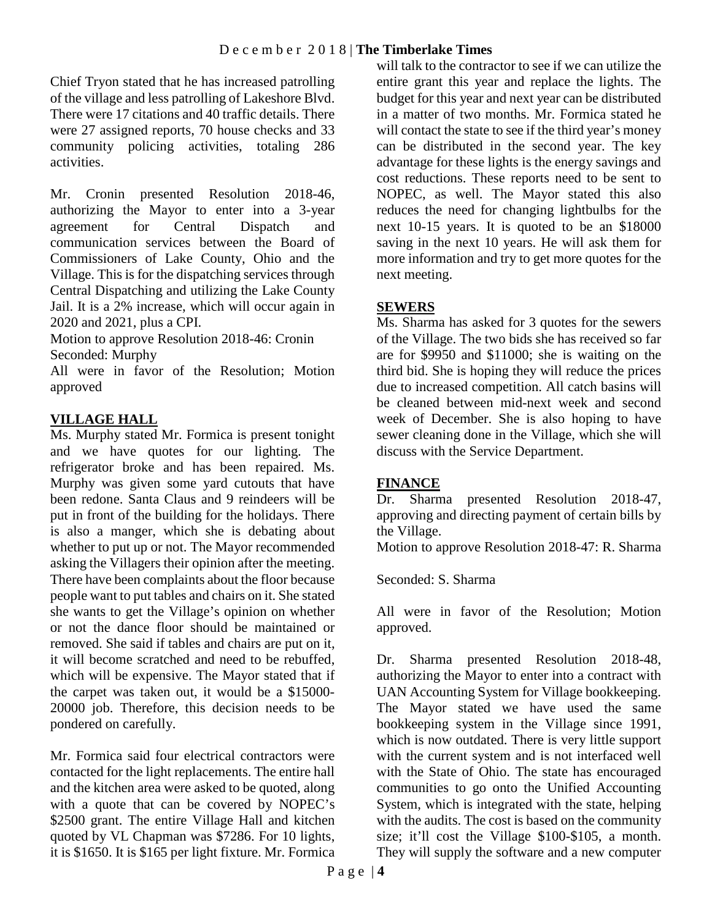Chief Tryon stated that he has increased patrolling of the village and less patrolling of Lakeshore Blvd. There were 17 citations and 40 traffic details. There were 27 assigned reports, 70 house checks and 33 community policing activities, totaling 286 activities.

Mr. Cronin presented Resolution 2018-46, authorizing the Mayor to enter into a 3-year agreement for Central Dispatch and communication services between the Board of Commissioners of Lake County, Ohio and the Village. This is for the dispatching services through Central Dispatching and utilizing the Lake County Jail. It is a 2% increase, which will occur again in 2020 and 2021, plus a CPI.

Motion to approve Resolution 2018-46: Cronin
Seconded: Murphy
All were in favor of the Resolution; Motion approved

## VILLAGE HALL

Ms. Murphy stated Mr. Formica is present tonight and we have quotes for our lighting. The refrigerator broke and has been repaired. Ms. Murphy was given some yard cutouts that have been redone. Santa Claus and 9 reindeers will be put in front of the building for the holidays. There is also a manger, which she is debating about whether to put up or not. The Mayor recommended asking the Villagers their opinion after the meeting. There have been complaints about the floor because people want to put tables and chairs on it. She stated she wants to get the Village's opinion on whether or not the dance floor should be maintained or removed. She said if tables and chairs are put on it, it will become scratched and need to be rebuffed, which will be expensive. The Mayor stated that if the carpet was taken out, it would be a $15000-20000 job. Therefore, this decision needs to be pondered on carefully.

Mr. Formica said four electrical contractors were contacted for the light replacements. The entire hall and the kitchen area were asked to be quoted, along with a quote that can be covered by NOPEC's $2500 grant. The entire Village Hall and kitchen quoted by VL Chapman was $7286. For 10 lights, it is $1650. It is $165 per light fixture. Mr. Formica will talk to the contractor to see if we can utilize the entire grant this year and replace the lights. The budget for this year and next year can be distributed in a matter of two months. Mr. Formica stated he will contact the state to see if the third year's money can be distributed in the second year. The key advantage for these lights is the energy savings and cost reductions. These reports need to be sent to NOPEC, as well. The Mayor stated this also reduces the need for changing lightbulbs for the next 10-15 years. It is quoted to be an $18000 saving in the next 10 years. He will ask them for more information and try to get more quotes for the next meeting.

## SEWERS

Ms. Sharma has asked for 3 quotes for the sewers of the Village. The two bids she has received so far are for $9950 and $11000; she is waiting on the third bid. She is hoping they will reduce the prices due to increased competition. All catch basins will be cleaned between mid-next week and second week of December. She is also hoping to have sewer cleaning done in the Village, which she will discuss with the Service Department.

## FINANCE

Dr. Sharma presented Resolution 2018-47, approving and directing payment of certain bills by the Village.

Motion to approve Resolution 2018-47: R. Sharma

Seconded: S. Sharma

All were in favor of the Resolution; Motion approved.

Dr. Sharma presented Resolution 2018-48, authorizing the Mayor to enter into a contract with UAN Accounting System for Village bookkeeping. The Mayor stated we have used the same bookkeeping system in the Village since 1991, which is now outdated. There is very little support with the current system and is not interfaced well with the State of Ohio. The state has encouraged communities to go onto the Unified Accounting System, which is integrated with the state, helping with the audits. The cost is based on the community size; it'll cost the Village $100-$105, a month. They will supply the software and a new computer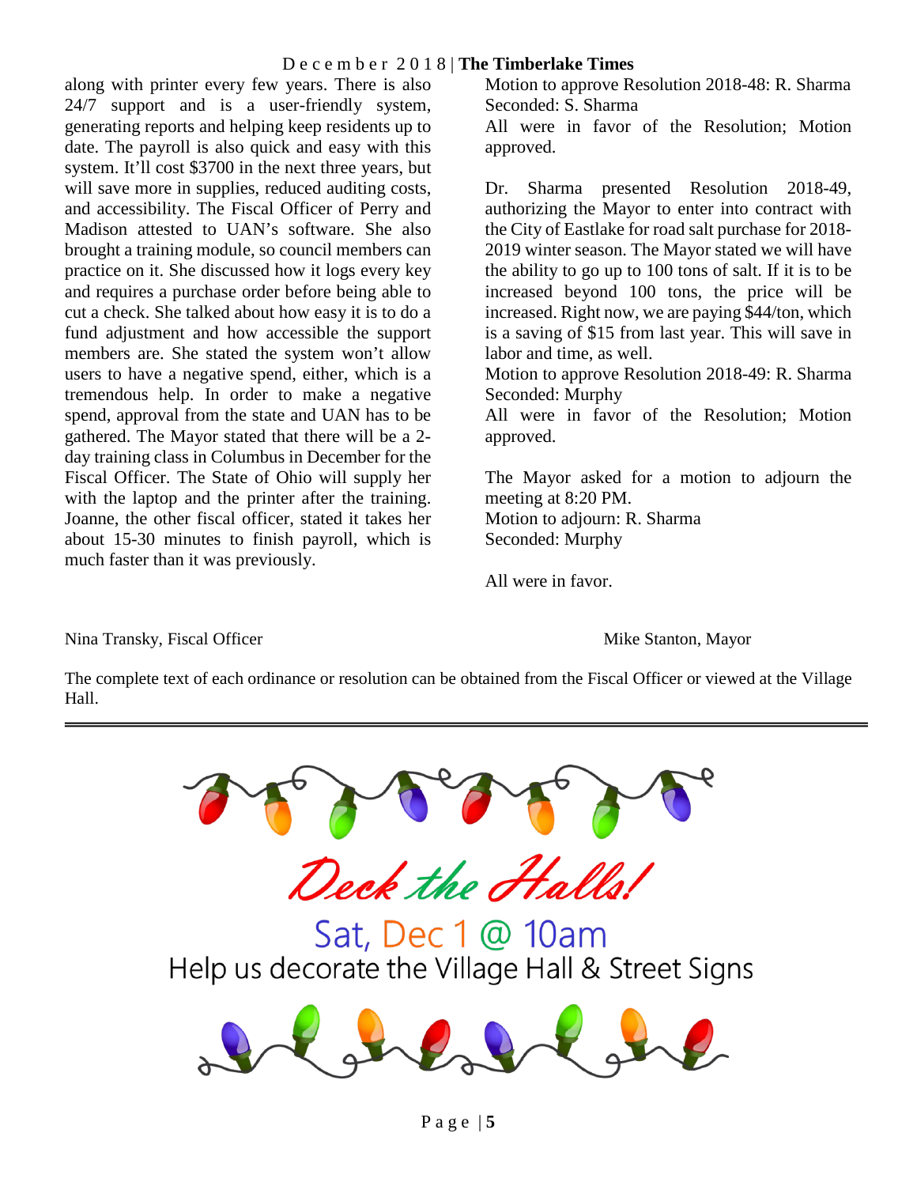along with printer every few years. There is also 24/7 support and is a user-friendly system, generating reports and helping keep residents up to date. The payroll is also quick and easy with this system. It'll cost $3700 in the next three years, but will save more in supplies, reduced auditing costs, and accessibility. The Fiscal Officer of Perry and Madison attested to UAN's software. She also brought a training module, so council members can practice on it. She discussed how it logs every key and requires a purchase order before being able to cut a check. She talked about how easy it is to do a fund adjustment and how accessible the support members are. She stated the system won't allow users to have a negative spend, either, which is a tremendous help. In order to make a negative spend, approval from the state and UAN has to be gathered. The Mayor stated that there will be a 2-day training class in Columbus in December for the Fiscal Officer. The State of Ohio will supply her with the laptop and the printer after the training. Joanne, the other fiscal officer, stated it takes her about 15-30 minutes to finish payroll, which is much faster than it was previously.

Motion to approve Resolution 2018-48: R. Sharma
Seconded: S. Sharma
All were in favor of the Resolution; Motion approved.

Dr. Sharma presented Resolution 2018-49, authorizing the Mayor to enter into contract with the City of Eastlake for road salt purchase for 2018-2019 winter season. The Mayor stated we will have the ability to go up to 100 tons of salt. If it is to be increased beyond 100 tons, the price will be increased. Right now, we are paying $44/ton, which is a saving of $15 from last year. This will save in labor and time, as well.
Motion to approve Resolution 2018-49: R. Sharma
Seconded: Murphy
All were in favor of the Resolution; Motion approved.

The Mayor asked for a motion to adjourn the meeting at 8:20 PM.
Motion to adjourn: R. Sharma
Seconded: Murphy

All were in favor.

Nina Transky, Fiscal Officer

Mike Stanton, Mayor

The complete text of each ordinance or resolution can be obtained from the Fiscal Officer or viewed at the Village Hall.

---

# *Deck the Halls!*

## Sat, Dec 1 @ 10am

Help us decorate the Village Hall & Street Signs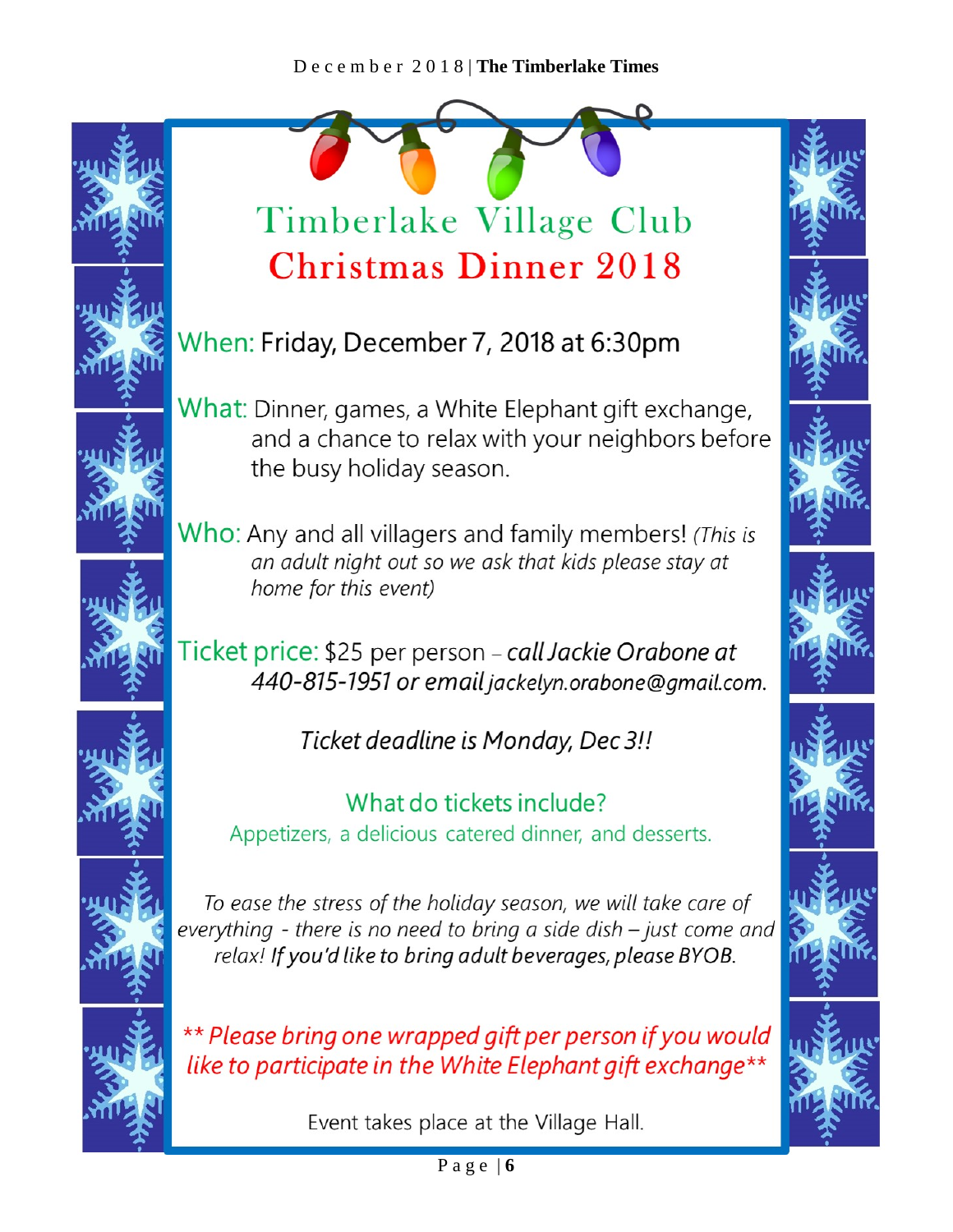# Timberlake Village Club
## Christmas Dinner 2018

**When:** Friday, December 7, 2018 at 6:30pm

**What:** Dinner, games, a White Elephant gift exchange, and a chance to relax with your neighbors before the busy holiday season.

**Who:** Any and all villagers and family members! *(This is an adult night out so we ask that kids please stay at home for this event)*

**Ticket price:** $25 per person – *call Jackie Orabone at 440-815-1951 or email jackelyn.orabone@gmail.com.*

*Ticket deadline is Monday, Dec 3!!*

**What do tickets include?**

Appetizers, a delicious catered dinner, and desserts.

*To ease the stress of the holiday season, we will take care of everything - there is no need to bring a side dish – just come and relax! If you'd like to bring adult beverages, please BYOB.*

*** Please bring one wrapped gift per person if you would like to participate in the White Elephant gift exchange***

Event takes place at the Village Hall.